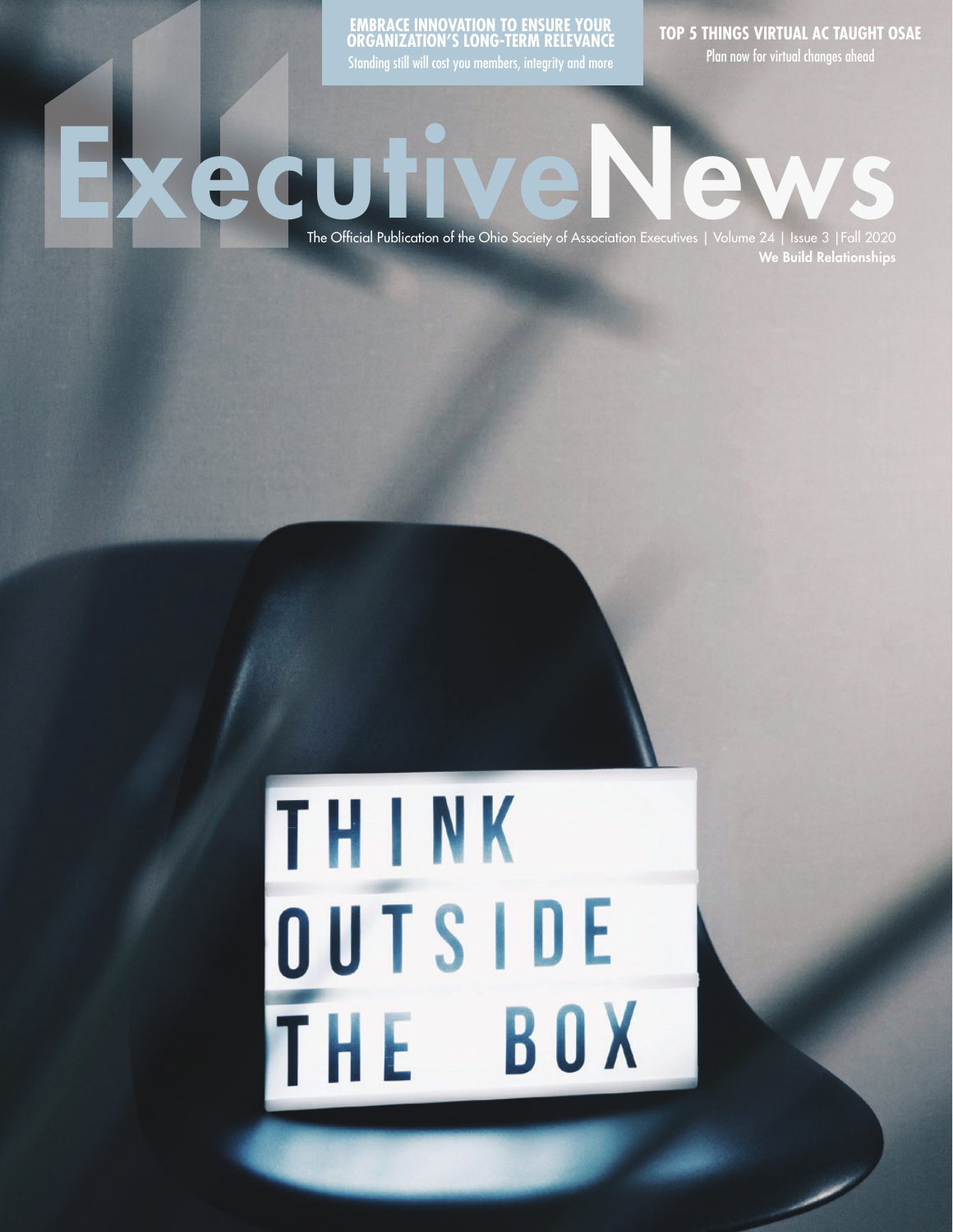**EMBRACE INNOVATION TO ENSURE YOUR ORGANIZATION'S LONG-TERM RELEVANCE**
Standing still will cost you members, integrity and more

**TOP 5 THINGS VIRTUAL AC TAUGHT OSAE**
Plan now for virtual changes ahead

# ExecutiveNews

The Official Publication of the Ohio Society of Association Executives | Volume 24 | Issue 3 | Fall 2020

**We Build Relationships**

THINK
OUTSIDE
THE BOX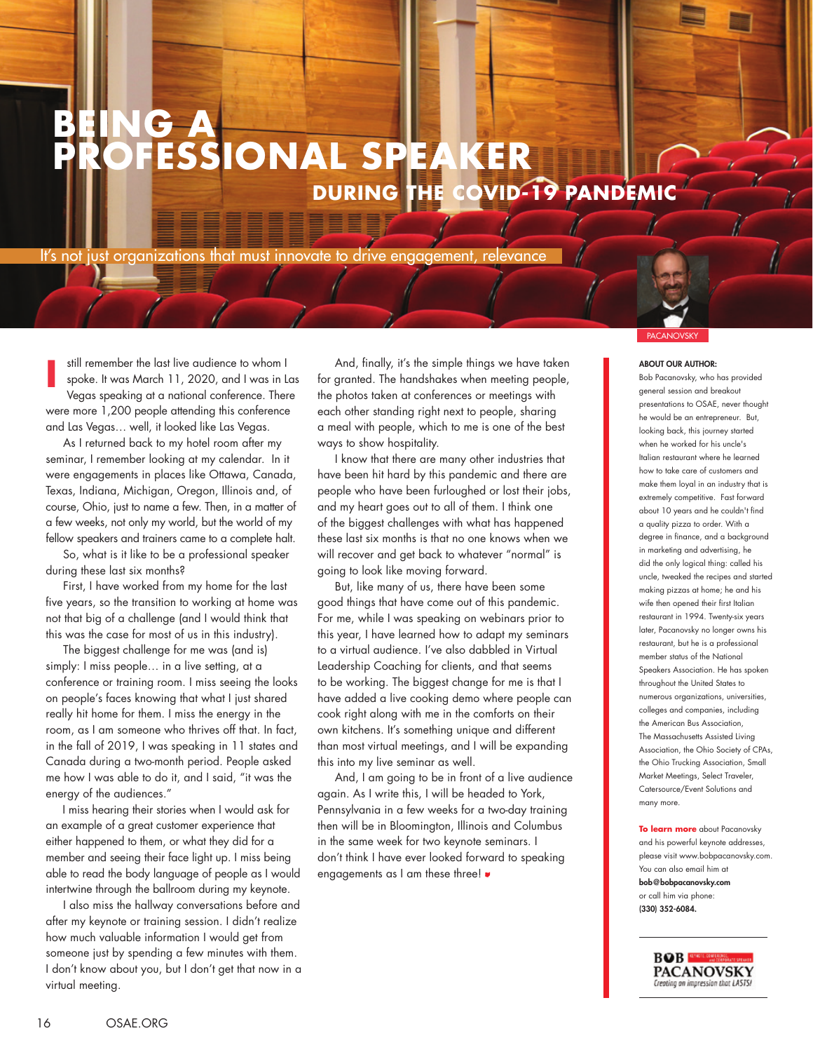# BEING A PROFESSIONAL SPEAKER

## DURING THE COVID-19 PANDEMIC

It's not just organizations that must innovate to drive engagement, relevance

PACANOVSKY

I still remember the last live audience to whom I spoke. It was March 11, 2020, and I was in Las Vegas speaking at a national conference. There were more 1,200 people attending this conference and Las Vegas… well, it looked like Las Vegas.

As I returned back to my hotel room after my seminar, I remember looking at my calendar. In it were engagements in places like Ottawa, Canada, Texas, Indiana, Michigan, Oregon, Illinois and, of course, Ohio, just to name a few. Then, in a matter of a few weeks, not only my world, but the world of my fellow speakers and trainers came to a complete halt.

So, what is it like to be a professional speaker during these last six months?

First, I have worked from my home for the last five years, so the transition to working at home was not that big of a challenge (and I would think that this was the case for most of us in this industry).

The biggest challenge for me was (and is) simply: I miss people… in a live setting, at a conference or training room. I miss seeing the looks on people's faces knowing that what I just shared really hit home for them. I miss the energy in the room, as I am someone who thrives off that. In fact, in the fall of 2019, I was speaking in 11 states and Canada during a two-month period. People asked me how I was able to do it, and I said, "it was the energy of the audiences."

I miss hearing their stories when I would ask for an example of a great customer experience that either happened to them, or what they did for a member and seeing their face light up. I miss being able to read the body language of people as I would intertwine through the ballroom during my keynote.

I also miss the hallway conversations before and after my keynote or training session. I didn't realize how much valuable information I would get from someone just by spending a few minutes with them. I don't know about you, but I don't get that now in a virtual meeting.

And, finally, it's the simple things we have taken for granted. The handshakes when meeting people, the photos taken at conferences or meetings with each other standing right next to people, sharing a meal with people, which to me is one of the best ways to show hospitality.

I know that there are many other industries that have been hit hard by this pandemic and there are people who have been furloughed or lost their jobs, and my heart goes out to all of them. I think one of the biggest challenges with what has happened these last six months is that no one knows when we will recover and get back to whatever "normal" is going to look like moving forward.

But, like many of us, there have been some good things that have come out of this pandemic. For me, while I was speaking on webinars prior to this year, I have learned how to adapt my seminars to a virtual audience. I've also dabbled in Virtual Leadership Coaching for clients, and that seems to be working. The biggest change for me is that I have added a live cooking demo where people can cook right along with me in the comforts on their own kitchens. It's something unique and different than most virtual meetings, and I will be expanding this into my live seminar as well.

And, I am going to be in front of a live audience again. As I write this, I will be headed to York, Pennsylvania in a few weeks for a two-day training then will be in Bloomington, Illinois and Columbus in the same week for two keynote seminars. I don't think I have ever looked forward to speaking engagements as I am these three!

**ABOUT OUR AUTHOR:**
Bob Pacanovsky, who has provided general session and breakout presentations to OSAE, never thought he would be an entrepreneur. But, looking back, this journey started when he worked for his uncle's Italian restaurant where he learned how to take care of customers and make them loyal in an industry that is extremely competitive. Fast forward about 10 years and he couldn't find a quality pizza to order. With a degree in finance, and a background in marketing and advertising, he did the only logical thing: called his uncle, tweaked the recipes and started making pizzas at home; he and his wife then opened their first Italian restaurant in 1994. Twenty-six years later, Pacanovsky no longer owns his restaurant, but he is a professional member status of the National Speakers Association. He has spoken throughout the United States to numerous organizations, universities, colleges and companies, including the American Bus Association, The Massachusetts Assisted Living Association, the Ohio Society of CPAs, the Ohio Trucking Association, Small Market Meetings, Select Traveler, Catersource/Event Solutions and many more.

**To learn more** about Pacanovsky and his powerful keynote addresses, please visit www.bobpacanovsky.com. You can also email him at **bob@bobpacanovsky.com** or call him via phone: **(330) 352-6084.**

BOB PACANOVSKY
KEYNOTE, CONFERENCE, and CORPORATE SPEAKER
Creating an impression that LASTS!